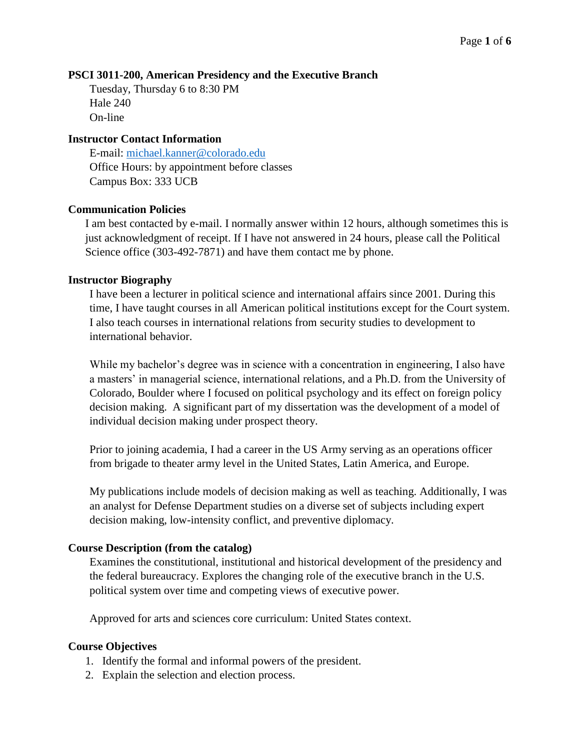### PSCI 3011-200, American Presidency and the Executive Branch

Tuesday, Thursday 6 to 8:30 PM
Hale 240
On-line

### Instructor Contact Information

E-mail: michael.kanner@colorado.edu
Office Hours: by appointment before classes
Campus Box: 333 UCB

### Communication Policies

I am best contacted by e-mail. I normally answer within 12 hours, although sometimes this is just acknowledgment of receipt. If I have not answered in 24 hours, please call the Political Science office (303-492-7871) and have them contact me by phone.

### Instructor Biography

I have been a lecturer in political science and international affairs since 2001. During this time, I have taught courses in all American political institutions except for the Court system. I also teach courses in international relations from security studies to development to international behavior.

While my bachelor's degree was in science with a concentration in engineering, I also have a masters' in managerial science, international relations, and a Ph.D. from the University of Colorado, Boulder where I focused on political psychology and its effect on foreign policy decision making. A significant part of my dissertation was the development of a model of individual decision making under prospect theory.

Prior to joining academia, I had a career in the US Army serving as an operations officer from brigade to theater army level in the United States, Latin America, and Europe.

My publications include models of decision making as well as teaching. Additionally, I was an analyst for Defense Department studies on a diverse set of subjects including expert decision making, low-intensity conflict, and preventive diplomacy.

### Course Description (from the catalog)

Examines the constitutional, institutional and historical development of the presidency and the federal bureaucracy. Explores the changing role of the executive branch in the U.S. political system over time and competing views of executive power.

Approved for arts and sciences core curriculum: United States context.

### Course Objectives

1. Identify the formal and informal powers of the president.
2. Explain the selection and election process.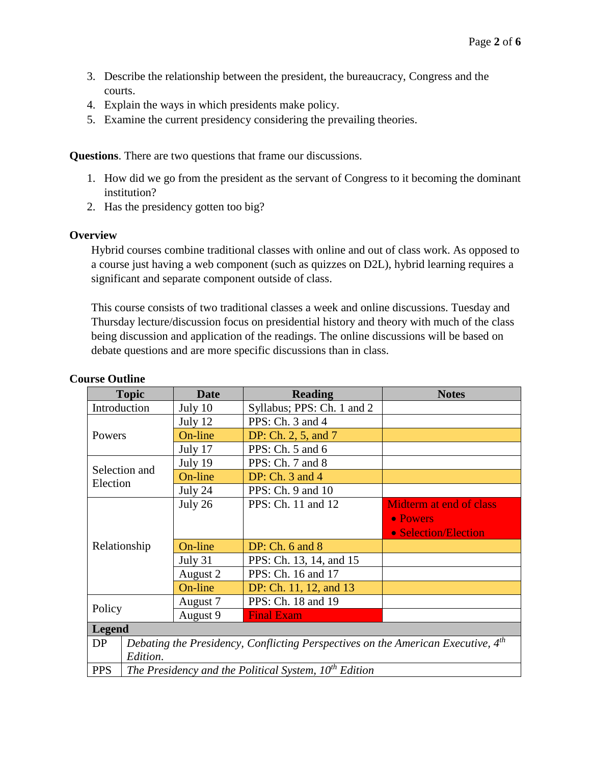3. Describe the relationship between the president, the bureaucracy, Congress and the courts.
4. Explain the ways in which presidents make policy.
5. Examine the current presidency considering the prevailing theories.

**Questions**. There are two questions that frame our discussions.

1. How did we go from the president as the servant of Congress to it becoming the dominant institution?
2. Has the presidency gotten too big?

**Overview**

Hybrid courses combine traditional classes with online and out of class work. As opposed to a course just having a web component (such as quizzes on D2L), hybrid learning requires a significant and separate component outside of class.

This course consists of two traditional classes a week and online discussions. Tuesday and Thursday lecture/discussion focus on presidential history and theory with much of the class being discussion and application of the readings. The online discussions will be based on debate questions and are more specific discussions than in class.

**Course Outline**

| Topic | Date | Reading | Notes |
|---|---|---|---|
| Introduction | July 10 | Syllabus; PPS: Ch. 1 and 2 | |
| Powers | July 12 | PPS: Ch. 3 and 4 | |
| | On-line | DP: Ch. 2, 5, and 7 | |
| | July 17 | PPS: Ch. 5 and 6 | |
| Selection and Election | July 19 | PPS: Ch. 7 and 8 | |
| | On-line | DP: Ch. 3 and 4 | |
| | July 24 | PPS: Ch. 9 and 10 | |
| Relationship | July 26 | PPS: Ch. 11 and 12 | Midterm at end of class<br>• Powers<br>• Selection/Election |
| | On-line | DP: Ch. 6 and 8 | |
| | July 31 | PPS: Ch. 13, 14, and 15 | |
| | August 2 | PPS: Ch. 16 and 17 | |
| | On-line | DP: Ch. 11, 12, and 13 | |
| Policy | August 7 | PPS: Ch. 18 and 19 | |
| | August 9 | Final Exam | |

| Legend | |
|---|---|
| DP | *Debating the Presidency, Conflicting Perspectives on the American Executive, 4th Edition.* |
| PPS | *The Presidency and the Political System, 10th Edition* |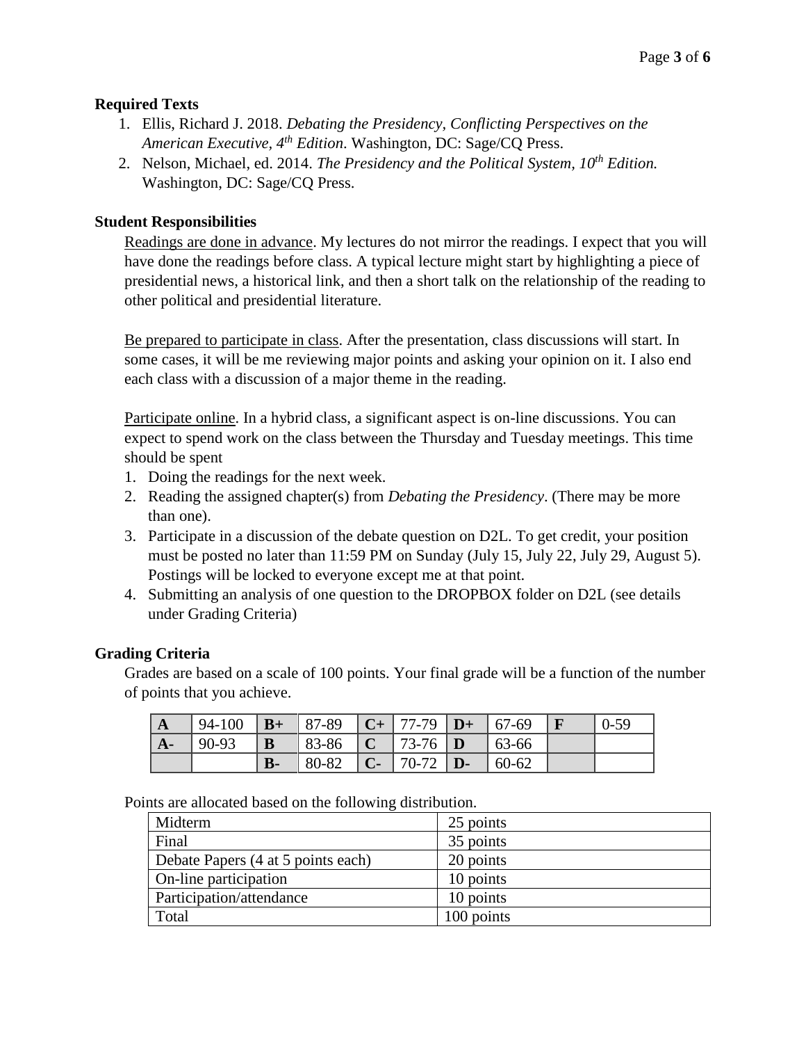**Required Texts**

1. Ellis, Richard J. 2018. *Debating the Presidency, Conflicting Perspectives on the American Executive, 4th Edition*. Washington, DC: Sage/CQ Press.
2. Nelson, Michael, ed. 2014. *The Presidency and the Political System, 10th Edition.* Washington, DC: Sage/CQ Press.

**Student Responsibilities**

Readings are done in advance. My lectures do not mirror the readings. I expect that you will have done the readings before class. A typical lecture might start by highlighting a piece of presidential news, a historical link, and then a short talk on the relationship of the reading to other political and presidential literature.

Be prepared to participate in class. After the presentation, class discussions will start. In some cases, it will be me reviewing major points and asking your opinion on it. I also end each class with a discussion of a major theme in the reading.

Participate online. In a hybrid class, a significant aspect is on-line discussions. You can expect to spend work on the class between the Thursday and Tuesday meetings. This time should be spent

1. Doing the readings for the next week.
2. Reading the assigned chapter(s) from *Debating the Presidency*. (There may be more than one).
3. Participate in a discussion of the debate question on D2L. To get credit, your position must be posted no later than 11:59 PM on Sunday (July 15, July 22, July 29, August 5). Postings will be locked to everyone except me at that point.
4. Submitting an analysis of one question to the DROPBOX folder on D2L (see details under Grading Criteria)

**Grading Criteria**

Grades are based on a scale of 100 points. Your final grade will be a function of the number of points that you achieve.

| **A** | 94-100 | **B+** | 87-89 | **C+** | 77-79 | **D+** | 67-69 | **F** | 0-59 |
|---|---|---|---|---|---|---|---|---|---|
| **A-** | 90-93 | **B** | 83-86 | **C** | 73-76 | **D** | 63-66 | | |
| | | **B-** | 80-82 | **C-** | 70-72 | **D-** | 60-62 | | |

Points are allocated based on the following distribution.

| | |
|---|---|
| Midterm | 25 points |
| Final | 35 points |
| Debate Papers (4 at 5 points each) | 20 points |
| On-line participation | 10 points |
| Participation/attendance | 10 points |
| Total | 100 points |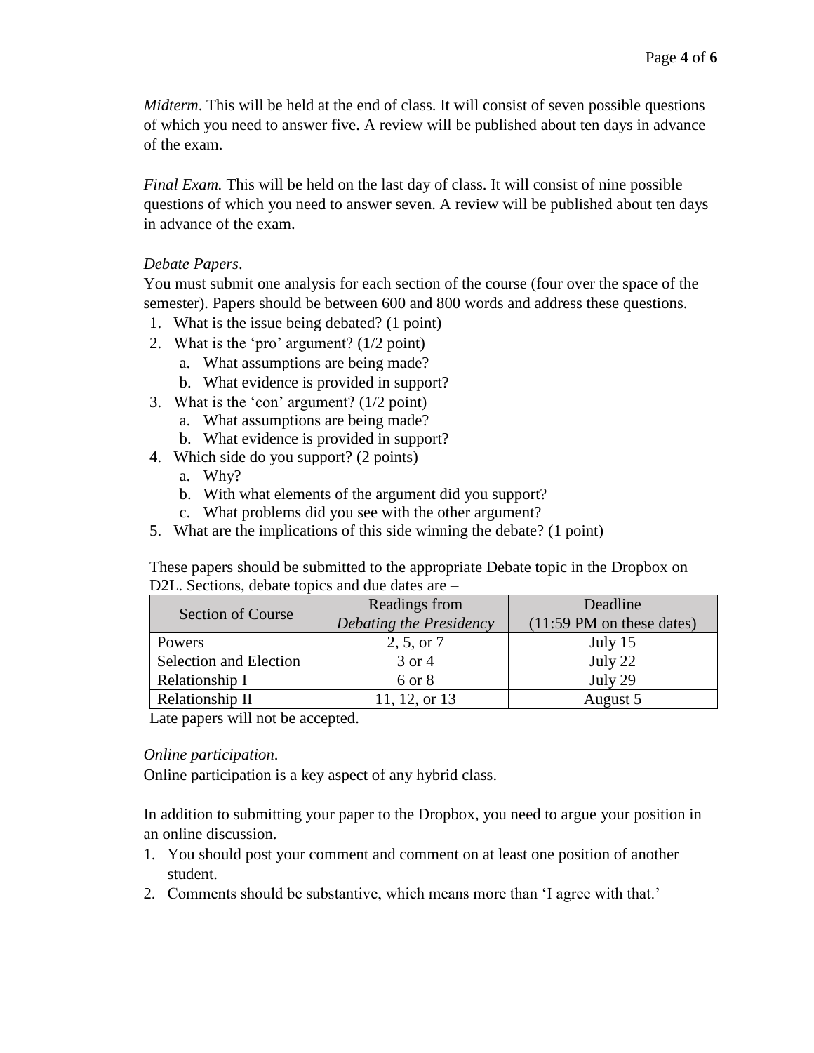*Midterm*. This will be held at the end of class. It will consist of seven possible questions of which you need to answer five. A review will be published about ten days in advance of the exam.

*Final Exam.* This will be held on the last day of class. It will consist of nine possible questions of which you need to answer seven. A review will be published about ten days in advance of the exam.

*Debate Papers*.

You must submit one analysis for each section of the course (four over the space of the semester). Papers should be between 600 and 800 words and address these questions.

1. What is the issue being debated? (1 point)
2. What is the 'pro' argument? (1/2 point)
   a. What assumptions are being made?
   b. What evidence is provided in support?
3. What is the 'con' argument? (1/2 point)
   a. What assumptions are being made?
   b. What evidence is provided in support?
4. Which side do you support? (2 points)
   a. Why?
   b. With what elements of the argument did you support?
   c. What problems did you see with the other argument?
5. What are the implications of this side winning the debate? (1 point)

These papers should be submitted to the appropriate Debate topic in the Dropbox on D2L. Sections, debate topics and due dates are –

| Section of Course | Readings from *Debating the Presidency* | Deadline (11:59 PM on these dates) |
|---|---|---|
| Powers | 2, 5, or 7 | July 15 |
| Selection and Election | 3 or 4 | July 22 |
| Relationship I | 6 or 8 | July 29 |
| Relationship II | 11, 12, or 13 | August 5 |

Late papers will not be accepted.

*Online participation*.

Online participation is a key aspect of any hybrid class.

In addition to submitting your paper to the Dropbox, you need to argue your position in an online discussion.

1. You should post your comment and comment on at least one position of another student.
2. Comments should be substantive, which means more than 'I agree with that.'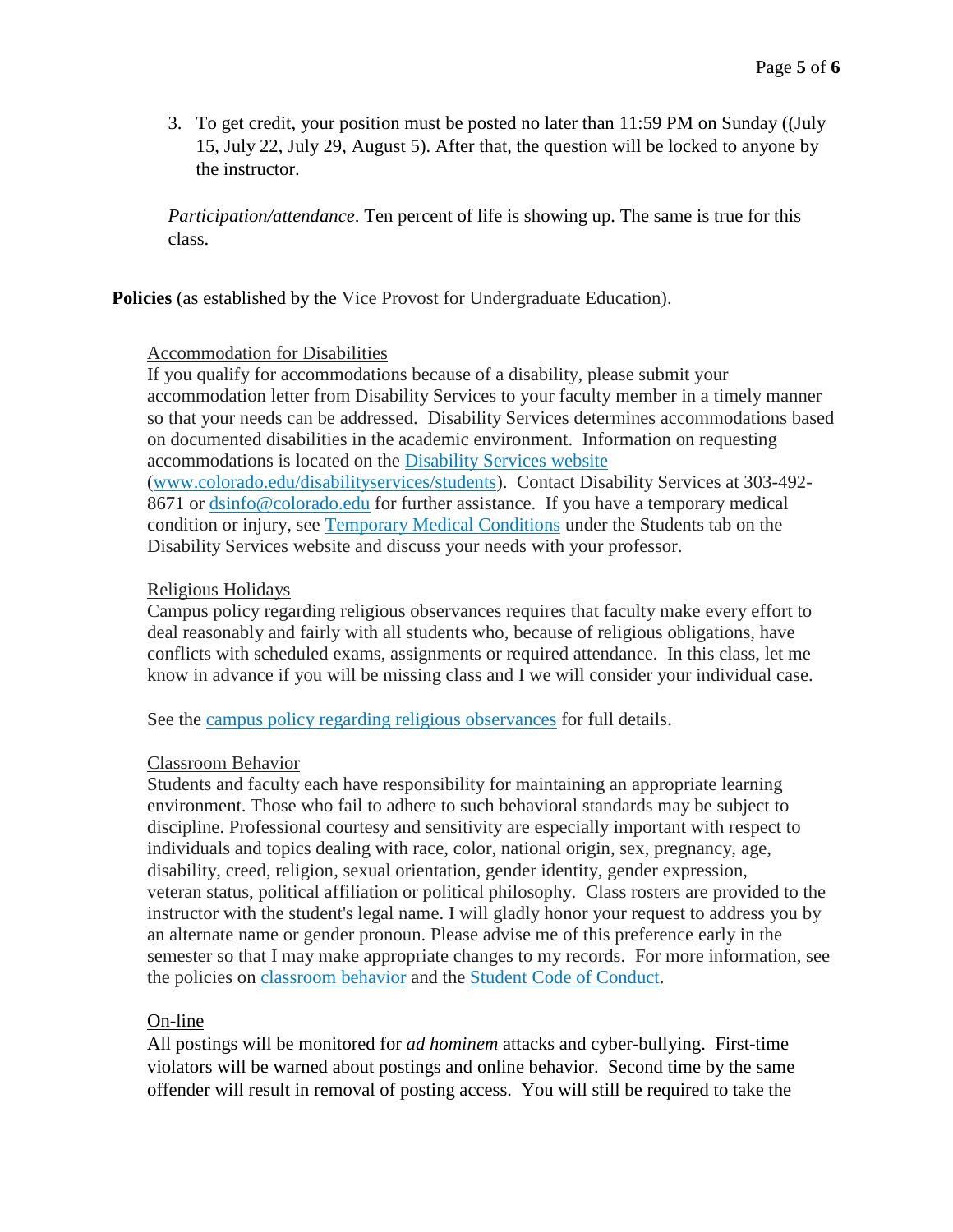3. To get credit, your position must be posted no later than 11:59 PM on Sunday ((July 15, July 22, July 29, August 5). After that, the question will be locked to anyone by the instructor.

*Participation/attendance*. Ten percent of life is showing up. The same is true for this class.

**Policies** (as established by the Vice Provost for Undergraduate Education).

Accommodation for Disabilities

If you qualify for accommodations because of a disability, please submit your accommodation letter from Disability Services to your faculty member in a timely manner so that your needs can be addressed. Disability Services determines accommodations based on documented disabilities in the academic environment. Information on requesting accommodations is located on the Disability Services website (www.colorado.edu/disabilityservices/students). Contact Disability Services at 303-492-8671 or dsinfo@colorado.edu for further assistance. If you have a temporary medical condition or injury, see Temporary Medical Conditions under the Students tab on the Disability Services website and discuss your needs with your professor.

Religious Holidays

Campus policy regarding religious observances requires that faculty make every effort to deal reasonably and fairly with all students who, because of religious obligations, have conflicts with scheduled exams, assignments or required attendance. In this class, let me know in advance if you will be missing class and I we will consider your individual case.

See the campus policy regarding religious observances for full details.

Classroom Behavior

Students and faculty each have responsibility for maintaining an appropriate learning environment. Those who fail to adhere to such behavioral standards may be subject to discipline. Professional courtesy and sensitivity are especially important with respect to individuals and topics dealing with race, color, national origin, sex, pregnancy, age, disability, creed, religion, sexual orientation, gender identity, gender expression, veteran status, political affiliation or political philosophy. Class rosters are provided to the instructor with the student's legal name. I will gladly honor your request to address you by an alternate name or gender pronoun. Please advise me of this preference early in the semester so that I may make appropriate changes to my records. For more information, see the policies on classroom behavior and the Student Code of Conduct.

On-line

All postings will be monitored for *ad hominem* attacks and cyber-bullying. First-time violators will be warned about postings and online behavior. Second time by the same offender will result in removal of posting access. You will still be required to take the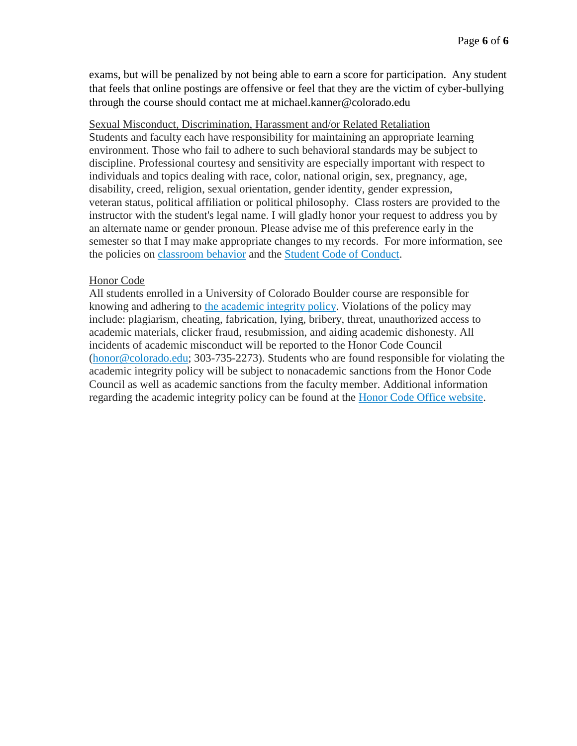exams, but will be penalized by not being able to earn a score for participation. Any student that feels that online postings are offensive or feel that they are the victim of cyber-bullying through the course should contact me at michael.kanner@colorado.edu

Sexual Misconduct, Discrimination, Harassment and/or Related Retaliation

Students and faculty each have responsibility for maintaining an appropriate learning environment. Those who fail to adhere to such behavioral standards may be subject to discipline. Professional courtesy and sensitivity are especially important with respect to individuals and topics dealing with race, color, national origin, sex, pregnancy, age, disability, creed, religion, sexual orientation, gender identity, gender expression, veteran status, political affiliation or political philosophy. Class rosters are provided to the instructor with the student's legal name. I will gladly honor your request to address you by an alternate name or gender pronoun. Please advise me of this preference early in the semester so that I may make appropriate changes to my records. For more information, see the policies on classroom behavior and the Student Code of Conduct.

Honor Code

All students enrolled in a University of Colorado Boulder course are responsible for knowing and adhering to the academic integrity policy. Violations of the policy may include: plagiarism, cheating, fabrication, lying, bribery, threat, unauthorized access to academic materials, clicker fraud, resubmission, and aiding academic dishonesty. All incidents of academic misconduct will be reported to the Honor Code Council (honor@colorado.edu; 303-735-2273). Students who are found responsible for violating the academic integrity policy will be subject to nonacademic sanctions from the Honor Code Council as well as academic sanctions from the faculty member. Additional information regarding the academic integrity policy can be found at the Honor Code Office website.